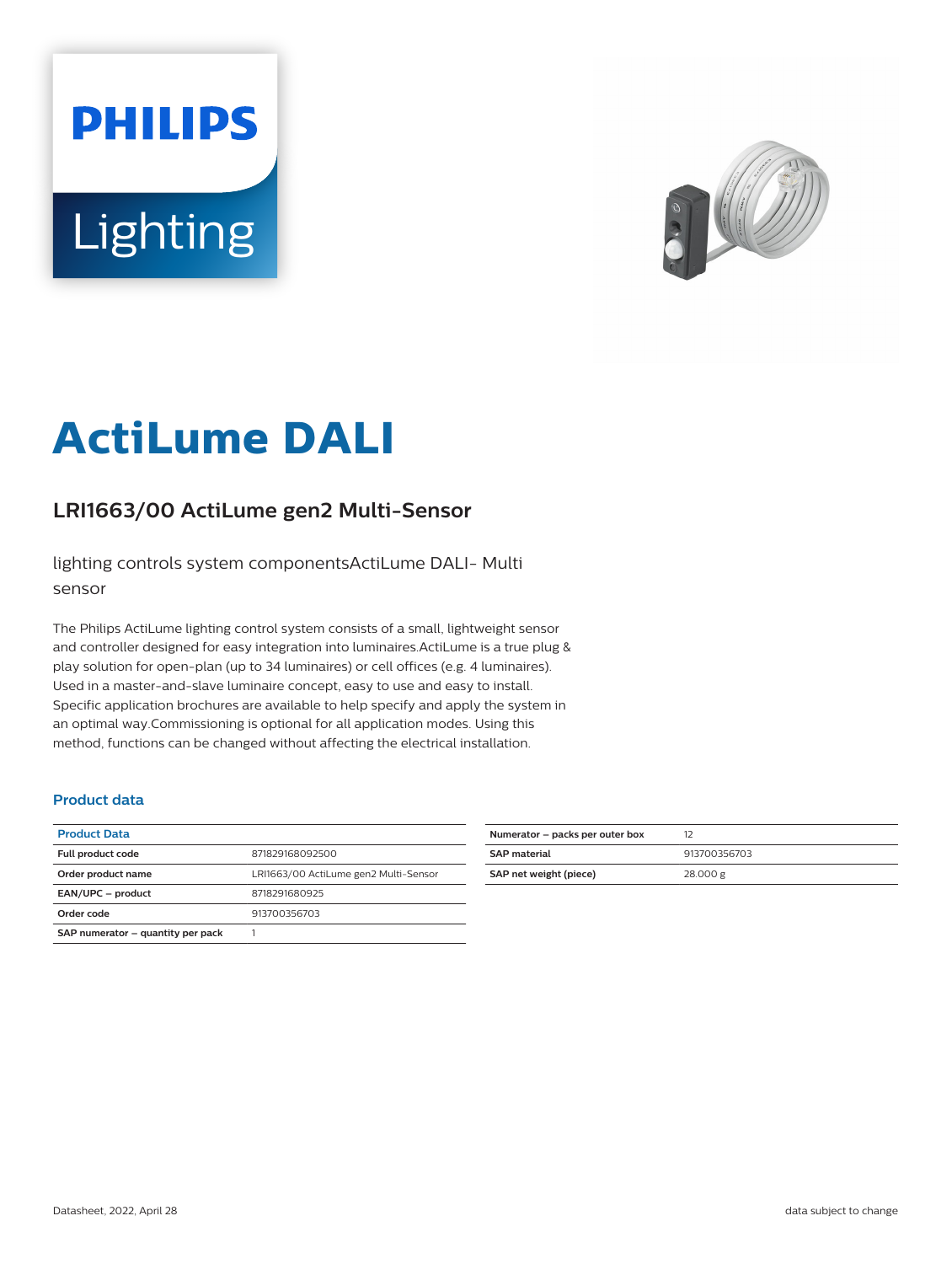PHILIPS

Lighting

# ActiLume DALI

## LRI1663/00 ActiLume gen2 Multi-Sensor

lighting controls system componentsActiLume DALI- Multi sensor

The Philips ActiLume lighting control system consists of a small, lightweight sensor and controller designed for easy integration into luminaires.ActiLume is a true plug & play solution for open-plan (up to 34 luminaires) or cell offices (e.g. 4 luminaires). Used in a master-and-slave luminaire concept, easy to use and easy to install. Specific application brochures are available to help specify and apply the system in an optimal way.Commissioning is optional for all application modes. Using this method, functions can be changed without affecting the electrical installation.

### Product data

| Product Data | |
|---|---|
| Full product code | 871829168092500 |
| Order product name | LRI1663/00 ActiLume gen2 Multi-Sensor |
| EAN/UPC – product | 8718291680925 |
| Order code | 913700356703 |
| SAP numerator – quantity per pack | 1 |
| Numerator – packs per outer box | 12 |
| SAP material | 913700356703 |
| SAP net weight (piece) | 28.000 g |

Datasheet, 2022, April 28

data subject to change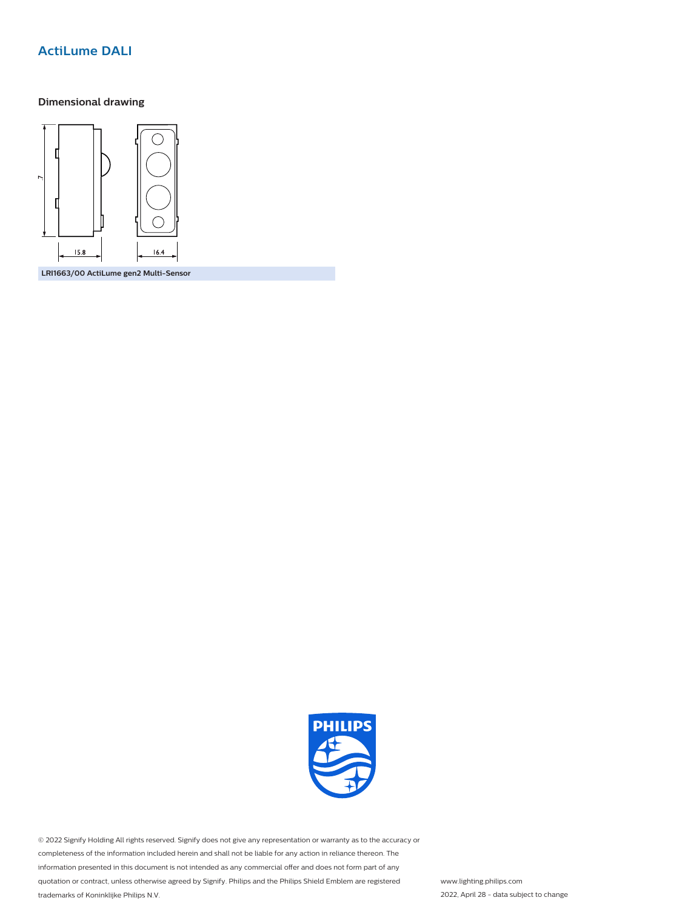## ActiLume DALI

### Dimensional drawing

7

15.8

16.4

**LRI1663/00 ActiLume gen2 Multi-Sensor**

© 2022 Signify Holding All rights reserved. Signify does not give any representation or warranty as to the accuracy or completeness of the information included herein and shall not be liable for any action in reliance thereon. The information presented in this document is not intended as any commercial offer and does not form part of any quotation or contract, unless otherwise agreed by Signify. Philips and the Philips Shield Emblem are registered trademarks of Koninklijke Philips N.V.

www.lighting.philips.com

2022, April 28 - data subject to change